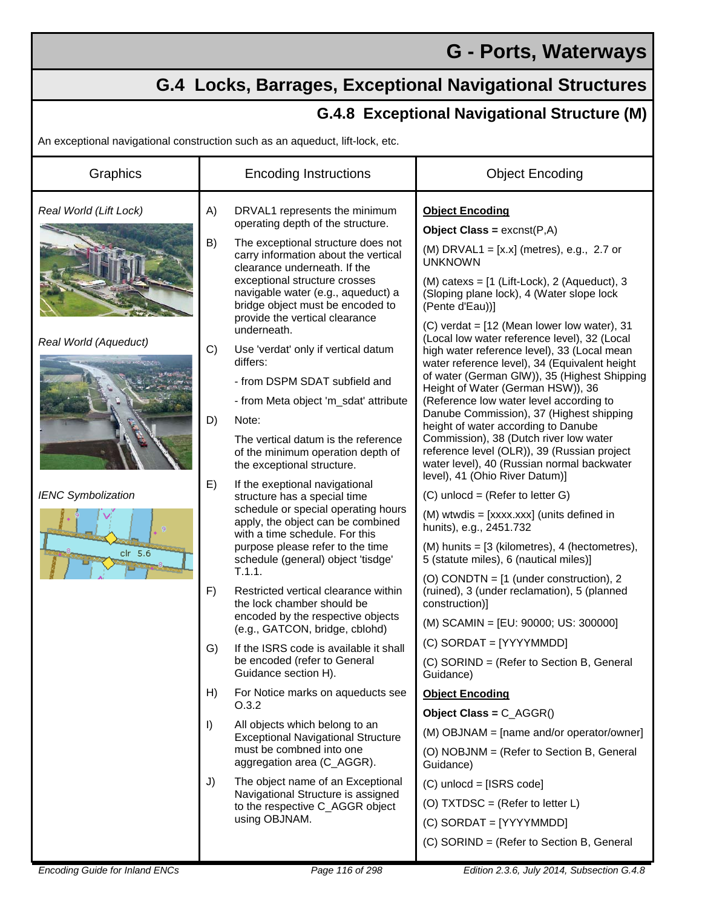# G - Ports, Waterways

## G.4 Locks, Barrages, Exceptional Navigational Structures

### G.4.8 Exceptional Navigational Structure (M)

An exceptional navigational construction such as an aqueduct, lift-lock, etc.

| Graphics | Encoding Instructions | Object Encoding |
|---|---|---|
| *Real World (Lift Lock)*<br><br>*Real World (Aqueduct)*<br><br>*IENC Symbolization* | A) DRVAL1 represents the minimum operating depth of the structure.<br><br>B) The exceptional structure does not carry information about the vertical clearance underneath. If the exceptional structure crosses navigable water (e.g., aqueduct) a bridge object must be encoded to provide the vertical clearance underneath.<br><br>C) Use 'verdat' only if vertical datum differs:<br>- from DSPM SDAT subfield and<br>- from Meta object 'm_sdat' attribute<br><br>D) Note:<br>The vertical datum is the reference of the minimum operation depth of the exceptional structure.<br><br>E) If the exeptional navigational structure has a special time schedule or special operating hours apply, the object can be combined with a time schedule. For this purpose please refer to the time schedule (general) object 'tisdge' T.1.1.<br><br>F) Restricted vertical clearance within the lock chamber should be encoded by the respective objects (e.g., GATCON, bridge, cblohd)<br><br>G) If the ISRS code is available it shall be encoded (refer to General Guidance section H).<br><br>H) For Notice marks on aqueducts see O.3.2<br><br>I) All objects which belong to an Exceptional Navigational Structure must be combned into one aggregation area (C_AGGR).<br><br>J) The object name of an Exceptional Navigational Structure is assigned to the respective C_AGGR object using OBJNAM. | **Object Encoding**<br>**Object Class =** excnst(P,A)<br>(M) DRVAL1 = [x.x] (metres), e.g., 2.7 or UNKNOWN<br>(M) catexs = [1 (Lift-Lock), 2 (Aqueduct), 3 (Sloping plane lock), 4 (Water slope lock (Pente d'Eau))]<br>(C) verdat = [12 (Mean lower low water), 31 (Local low water reference level), 32 (Local high water reference level), 33 (Local mean water reference level), 34 (Equivalent height of water (German GlW)), 35 (Highest Shipping Height of Water (German HSW)), 36 (Reference low water level according to Danube Commission), 37 (Highest shipping height of water according to Danube Commission), 38 (Dutch river low water reference level (OLR)), 39 (Russian project water level), 40 (Russian normal backwater level), 41 (Ohio River Datum)]<br>(C) unlocd = (Refer to letter G)<br>(M) wtwdis = [xxxx.xxx] (units defined in hunits), e.g., 2451.732<br>(M) hunits = [3 (kilometres), 4 (hectometres), 5 (statute miles), 6 (nautical miles)]<br>(O) CONDTN = [1 (under construction), 2 (ruined), 3 (under reclamation), 5 (planned construction)]<br>(M) SCAMIN = [EU: 90000; US: 300000]<br>(C) SORDAT = [YYYYMMDD]<br>(C) SORIND = (Refer to Section B, General Guidance)<br><br>**Object Encoding**<br>**Object Class =** C_AGGR()<br>(M) OBJNAM = [name and/or operator/owner]<br>(O) NOBJNM = (Refer to Section B, General Guidance)<br>(C) unlocd = [ISRS code]<br>(O) TXTDSC = (Refer to letter L)<br>(C) SORDAT = [YYYYMMDD]<br>(C) SORIND = (Refer to Section B, General |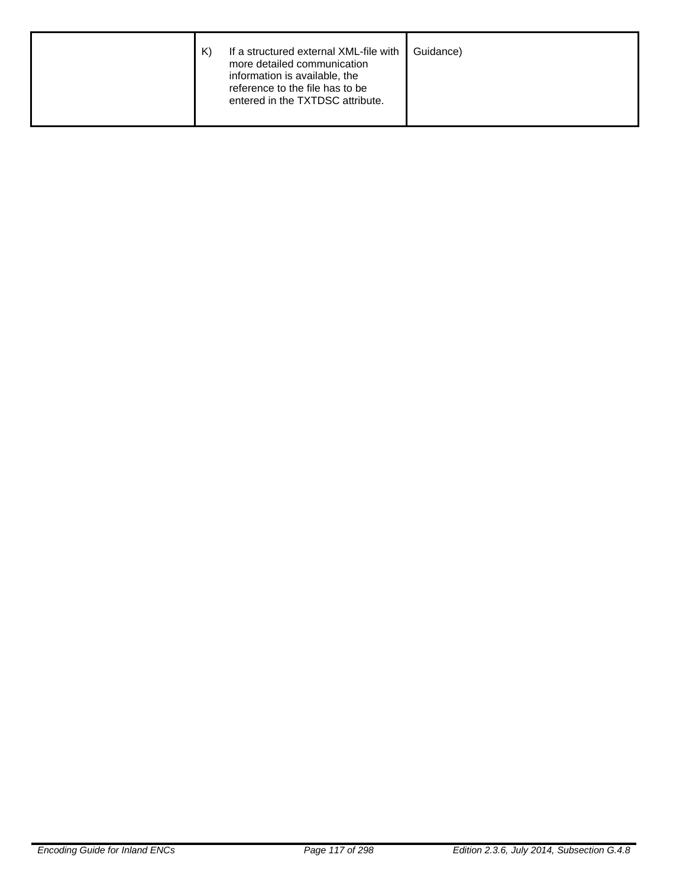| | | |
|---|---|---|
| | K) If a structured external XML-file with more detailed communication information is available, the reference to the file has to be entered in the TXTDSC attribute. | Guidance) |